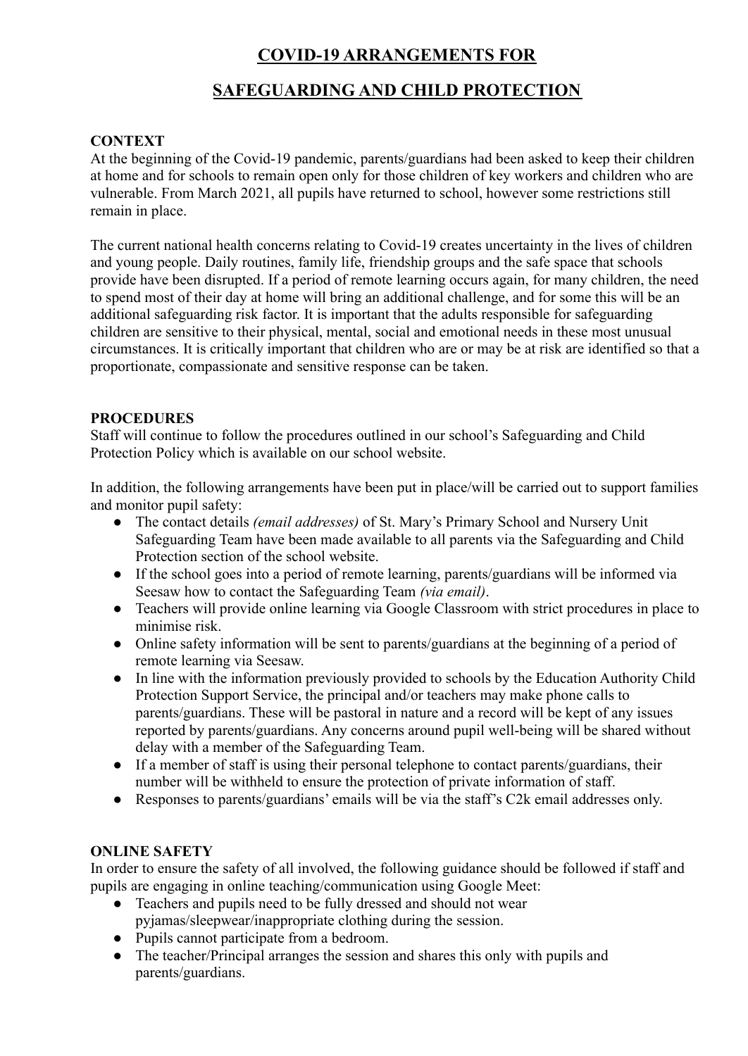# COVID-19 ARRANGEMENTS FOR

# SAFEGUARDING AND CHILD PROTECTION

**CONTEXT**

At the beginning of the Covid-19 pandemic, parents/guardians had been asked to keep their children at home and for schools to remain open only for those children of key workers and children who are vulnerable. From March 2021, all pupils have returned to school, however some restrictions still remain in place.

The current national health concerns relating to Covid-19 creates uncertainty in the lives of children and young people. Daily routines, family life, friendship groups and the safe space that schools provide have been disrupted. If a period of remote learning occurs again, for many children, the need to spend most of their day at home will bring an additional challenge, and for some this will be an additional safeguarding risk factor. It is important that the adults responsible for safeguarding children are sensitive to their physical, mental, social and emotional needs in these most unusual circumstances. It is critically important that children who are or may be at risk are identified so that a proportionate, compassionate and sensitive response can be taken.

**PROCEDURES**

Staff will continue to follow the procedures outlined in our school's Safeguarding and Child Protection Policy which is available on our school website.

In addition, the following arrangements have been put in place/will be carried out to support families and monitor pupil safety:

- The contact details *(email addresses)* of St. Mary's Primary School and Nursery Unit Safeguarding Team have been made available to all parents via the Safeguarding and Child Protection section of the school website.
- If the school goes into a period of remote learning, parents/guardians will be informed via Seesaw how to contact the Safeguarding Team *(via email)*.
- Teachers will provide online learning via Google Classroom with strict procedures in place to minimise risk.
- Online safety information will be sent to parents/guardians at the beginning of a period of remote learning via Seesaw.
- In line with the information previously provided to schools by the Education Authority Child Protection Support Service, the principal and/or teachers may make phone calls to parents/guardians. These will be pastoral in nature and a record will be kept of any issues reported by parents/guardians. Any concerns around pupil well-being will be shared without delay with a member of the Safeguarding Team.
- If a member of staff is using their personal telephone to contact parents/guardians, their number will be withheld to ensure the protection of private information of staff.
- Responses to parents/guardians' emails will be via the staff's C2k email addresses only.

**ONLINE SAFETY**

In order to ensure the safety of all involved, the following guidance should be followed if staff and pupils are engaging in online teaching/communication using Google Meet:

- Teachers and pupils need to be fully dressed and should not wear pyjamas/sleepwear/inappropriate clothing during the session.
- Pupils cannot participate from a bedroom.
- The teacher/Principal arranges the session and shares this only with pupils and parents/guardians.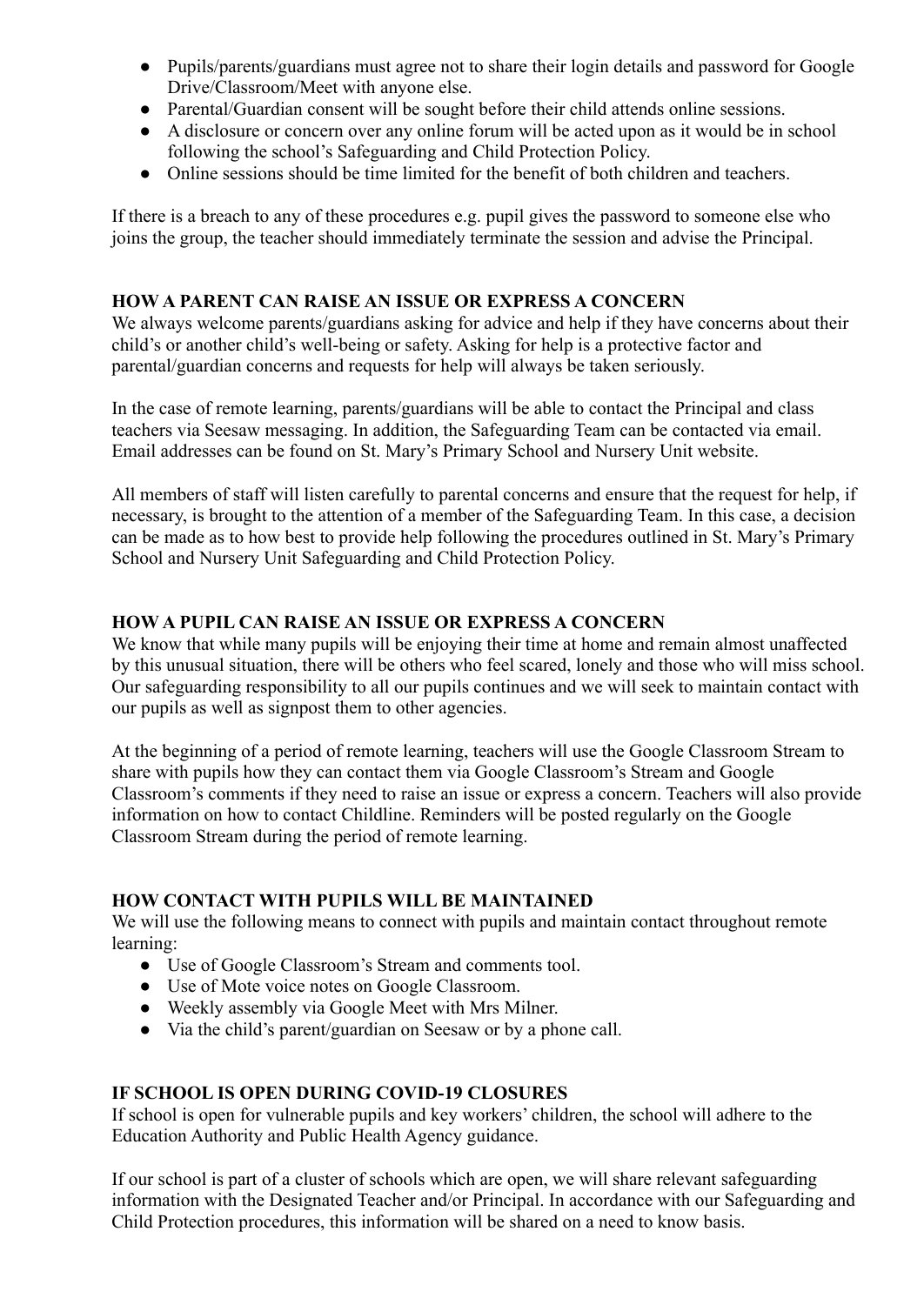- Pupils/parents/guardians must agree not to share their login details and password for Google Drive/Classroom/Meet with anyone else.
- Parental/Guardian consent will be sought before their child attends online sessions.
- A disclosure or concern over any online forum will be acted upon as it would be in school following the school's Safeguarding and Child Protection Policy.
- Online sessions should be time limited for the benefit of both children and teachers.

If there is a breach to any of these procedures e.g. pupil gives the password to someone else who joins the group, the teacher should immediately terminate the session and advise the Principal.

## HOW A PARENT CAN RAISE AN ISSUE OR EXPRESS A CONCERN

We always welcome parents/guardians asking for advice and help if they have concerns about their child's or another child's well-being or safety. Asking for help is a protective factor and parental/guardian concerns and requests for help will always be taken seriously.

In the case of remote learning, parents/guardians will be able to contact the Principal and class teachers via Seesaw messaging. In addition, the Safeguarding Team can be contacted via email. Email addresses can be found on St. Mary's Primary School and Nursery Unit website.

All members of staff will listen carefully to parental concerns and ensure that the request for help, if necessary, is brought to the attention of a member of the Safeguarding Team. In this case, a decision can be made as to how best to provide help following the procedures outlined in St. Mary's Primary School and Nursery Unit Safeguarding and Child Protection Policy.

## HOW A PUPIL CAN RAISE AN ISSUE OR EXPRESS A CONCERN

We know that while many pupils will be enjoying their time at home and remain almost unaffected by this unusual situation, there will be others who feel scared, lonely and those who will miss school. Our safeguarding responsibility to all our pupils continues and we will seek to maintain contact with our pupils as well as signpost them to other agencies.

At the beginning of a period of remote learning, teachers will use the Google Classroom Stream to share with pupils how they can contact them via Google Classroom's Stream and Google Classroom's comments if they need to raise an issue or express a concern. Teachers will also provide information on how to contact Childline. Reminders will be posted regularly on the Google Classroom Stream during the period of remote learning.

## HOW CONTACT WITH PUPILS WILL BE MAINTAINED

We will use the following means to connect with pupils and maintain contact throughout remote learning:

- Use of Google Classroom's Stream and comments tool.
- Use of Mote voice notes on Google Classroom.
- Weekly assembly via Google Meet with Mrs Milner.
- Via the child's parent/guardian on Seesaw or by a phone call.

## IF SCHOOL IS OPEN DURING COVID-19 CLOSURES

If school is open for vulnerable pupils and key workers' children, the school will adhere to the Education Authority and Public Health Agency guidance.

If our school is part of a cluster of schools which are open, we will share relevant safeguarding information with the Designated Teacher and/or Principal. In accordance with our Safeguarding and Child Protection procedures, this information will be shared on a need to know basis.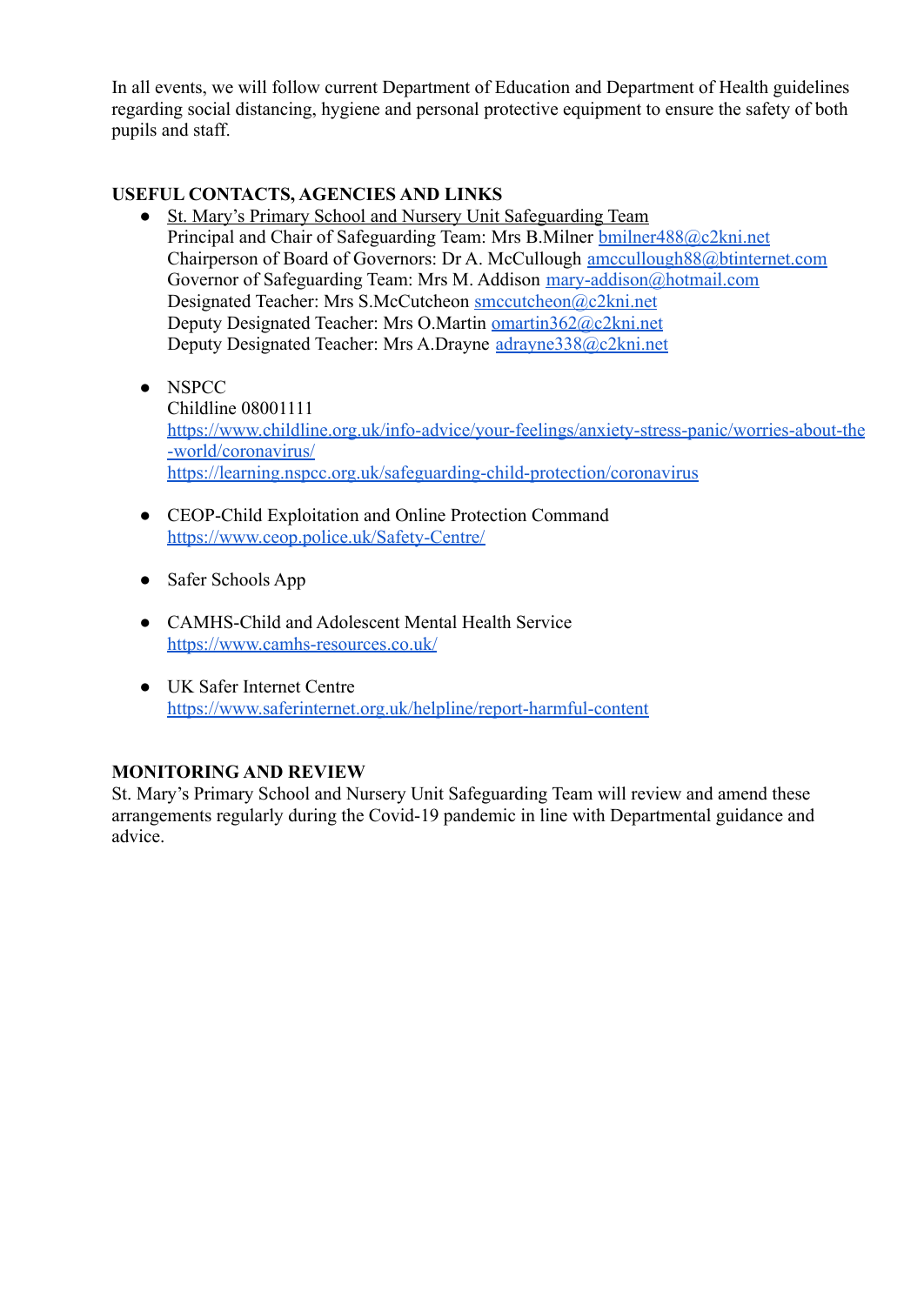In all events, we will follow current Department of Education and Department of Health guidelines regarding social distancing, hygiene and personal protective equipment to ensure the safety of both pupils and staff.

## USEFUL CONTACTS, AGENCIES AND LINKS

- St. Mary's Primary School and Nursery Unit Safeguarding Team
  Principal and Chair of Safeguarding Team: Mrs B.Milner bmilner488@c2kni.net
  Chairperson of Board of Governors: Dr A. McCullough amccullough88@btinternet.com
  Governor of Safeguarding Team: Mrs M. Addison mary-addison@hotmail.com
  Designated Teacher: Mrs S.McCutcheon smccutcheon@c2kni.net
  Deputy Designated Teacher: Mrs O.Martin omartin362@c2kni.net
  Deputy Designated Teacher: Mrs A.Drayne adrayne338@c2kni.net

- NSPCC
  Childline 08001111
  https://www.childline.org.uk/info-advice/your-feelings/anxiety-stress-panic/worries-about-the-world/coronavirus/
  https://learning.nspcc.org.uk/safeguarding-child-protection/coronavirus

- CEOP-Child Exploitation and Online Protection Command
  https://www.ceop.police.uk/Safety-Centre/

- Safer Schools App

- CAMHS-Child and Adolescent Mental Health Service
  https://www.camhs-resources.co.uk/

- UK Safer Internet Centre
  https://www.saferinternet.org.uk/helpline/report-harmful-content

## MONITORING AND REVIEW

St. Mary's Primary School and Nursery Unit Safeguarding Team will review and amend these arrangements regularly during the Covid-19 pandemic in line with Departmental guidance and advice.